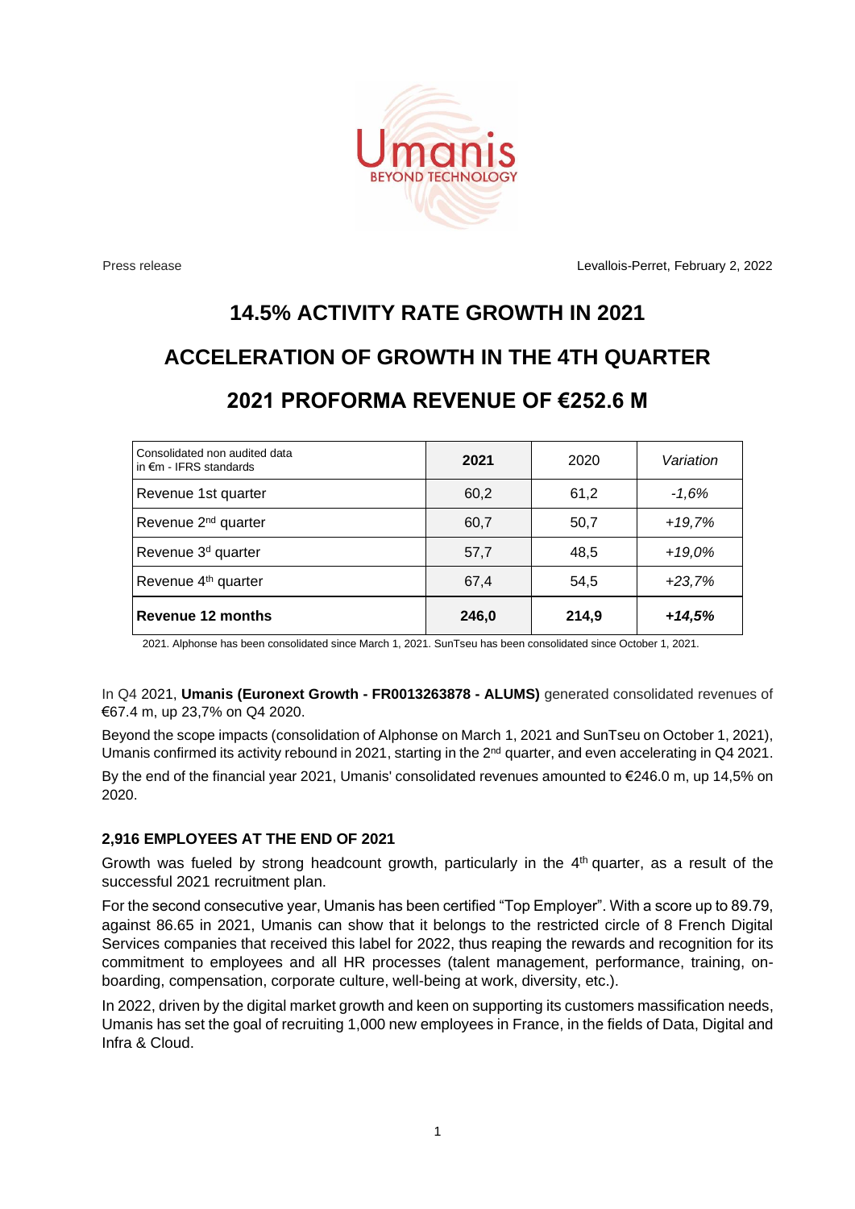Umanis
BEYOND TECHNOLOGY

Press release

Levallois-Perret, February 2, 2022

# 14.5% ACTIVITY RATE GROWTH IN 2021

# ACCELERATION OF GROWTH IN THE 4TH QUARTER

# 2021 PROFORMA REVENUE OF €252.6 M

| Consolidated non audited data in €m - IFRS standards | 2021 | 2020 | *Variation* |
|---|---|---|---|
| Revenue 1st quarter | 60,2 | 61,2 | *-1,6%* |
| Revenue 2nd quarter | 60,7 | 50,7 | *+19,7%* |
| Revenue 3d quarter | 57,7 | 48,5 | *+19,0%* |
| Revenue 4th quarter | 67,4 | 54,5 | *+23,7%* |
| **Revenue 12 months** | **246,0** | **214,9** | ***+14,5%*** |

2021. Alphonse has been consolidated since March 1, 2021. SunTseu has been consolidated since October 1, 2021.

In Q4 2021, **Umanis (Euronext Growth - FR0013263878 - ALUMS)** generated consolidated revenues of €67.4 m, up 23,7% on Q4 2020.

Beyond the scope impacts (consolidation of Alphonse on March 1, 2021 and SunTseu on October 1, 2021), Umanis confirmed its activity rebound in 2021, starting in the 2nd quarter, and even accelerating in Q4 2021.

By the end of the financial year 2021, Umanis' consolidated revenues amounted to €246.0 m, up 14,5% on 2020.

### 2,916 EMPLOYEES AT THE END OF 2021

Growth was fueled by strong headcount growth, particularly in the 4th quarter, as a result of the successful 2021 recruitment plan.

For the second consecutive year, Umanis has been certified "Top Employer". With a score up to 89.79, against 86.65 in 2021, Umanis can show that it belongs to the restricted circle of 8 French Digital Services companies that received this label for 2022, thus reaping the rewards and recognition for its commitment to employees and all HR processes (talent management, performance, training, on-boarding, compensation, corporate culture, well-being at work, diversity, etc.).

In 2022, driven by the digital market growth and keen on supporting its customers massification needs, Umanis has set the goal of recruiting 1,000 new employees in France, in the fields of Data, Digital and Infra & Cloud.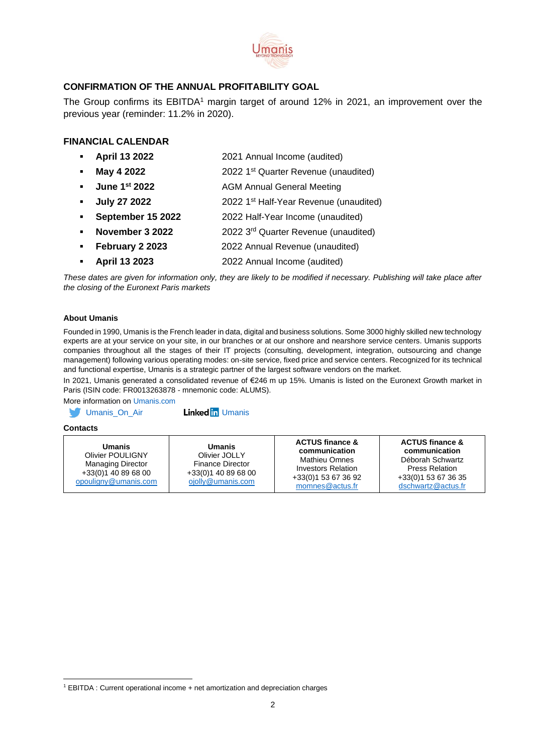## CONFIRMATION OF THE ANNUAL PROFITABILITY GOAL

The Group confirms its EBITDA[1] margin target of around 12% in 2021, an improvement over the previous year (reminder: 11.2% in 2020).

## FINANCIAL CALENDAR

- **April 13 2022** — 2021 Annual Income (audited)
- **May 4 2022** — 2022 1st Quarter Revenue (unaudited)
- **June 1st 2022** — AGM Annual General Meeting
- **July 27 2022** — 2022 1st Half-Year Revenue (unaudited)
- **September 15 2022** — 2022 Half-Year Income (unaudited)
- **November 3 2022** — 2022 3rd Quarter Revenue (unaudited)
- **February 2 2023** — 2022 Annual Revenue (unaudited)
- **April 13 2023** — 2022 Annual Income (audited)

*These dates are given for information only, they are likely to be modified if necessary. Publishing will take place after the closing of the Euronext Paris markets*

### About Umanis

Founded in 1990, Umanis is the French leader in data, digital and business solutions. Some 3000 highly skilled new technology experts are at your service on your site, in our branches or at our onshore and nearshore service centers. Umanis supports companies throughout all the stages of their IT projects (consulting, development, integration, outsourcing and change management) following various operating modes: on-site service, fixed price and service centers. Recognized for its technical and functional expertise, Umanis is a strategic partner of the largest software vendors on the market.

In 2021, Umanis generated a consolidated revenue of €246 m up 15%. Umanis is listed on the Euronext Growth market in Paris (ISIN code: FR0013263878 - mnemonic code: ALUMS).

More information on Umanis.com

Umanis_On_Air  LinkedIn Umanis

### Contacts

| | | | |
|---|---|---|---|
| **Umanis**<br>Olivier POULIGNY<br>Managing Director<br>+33(0)1 40 89 68 00<br>opouligny@umanis.com | **Umanis**<br>Olivier JOLLY<br>Finance Director<br>+33(0)1 40 89 68 00<br>ojolly@umanis.com | **ACTUS finance & communication**<br>Mathieu Omnes<br>Investors Relation<br>+33(0)1 53 67 36 92<br>momnes@actus.fr | **ACTUS finance & communication**<br>Déborah Schwartz<br>Press Relation<br>+33(0)1 53 67 36 35<br>dschwartz@actus.fr |

[1] EBITDA : Current operational income + net amortization and depreciation charges